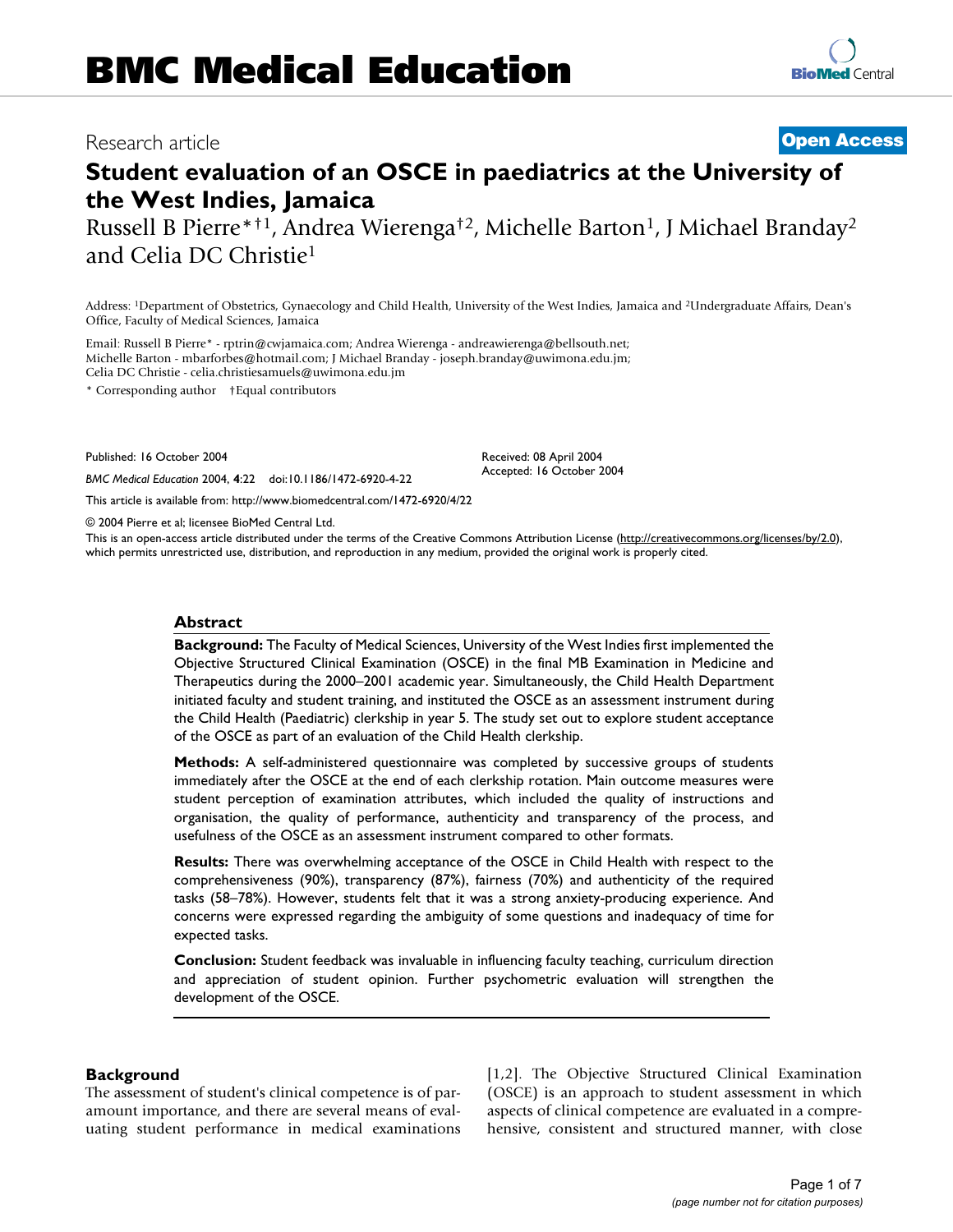# BMC Medical Education

Research article **Open Access**

## Student evaluation of an OSCE in paediatrics at the University of the West Indies, Jamaica

Russell B Pierre*†[1], Andrea Wierenga†[2], Michelle Barton[1], J Michael Branday[2] and Celia DC Christie[1]

Address: [1]Department of Obstetrics, Gynaecology and Child Health, University of the West Indies, Jamaica and [2]Undergraduate Affairs, Dean's Office, Faculty of Medical Sciences, Jamaica

Email: Russell B Pierre* - rptrin@cwjamaica.com; Andrea Wierenga - andreawierenga@bellsouth.net; Michelle Barton - mbarforbes@hotmail.com; J Michael Branday - joseph.branday@uwimona.edu.jm; Celia DC Christie - celia.christiesamuels@uwimona.edu.jm

* Corresponding author †Equal contributors

Published: 16 October 2004

*BMC Medical Education* 2004, **4**:22 doi:10.1186/1472-6920-4-22

Received: 08 April 2004
Accepted: 16 October 2004

This article is available from: http://www.biomedcentral.com/1472-6920/4/22

© 2004 Pierre et al; licensee BioMed Central Ltd.
This is an open-access article distributed under the terms of the Creative Commons Attribution License (http://creativecommons.org/licenses/by/2.0), which permits unrestricted use, distribution, and reproduction in any medium, provided the original work is properly cited.

### Abstract

**Background:** The Faculty of Medical Sciences, University of the West Indies first implemented the Objective Structured Clinical Examination (OSCE) in the final MB Examination in Medicine and Therapeutics during the 2000–2001 academic year. Simultaneously, the Child Health Department initiated faculty and student training, and instituted the OSCE as an assessment instrument during the Child Health (Paediatric) clerkship in year 5. The study set out to explore student acceptance of the OSCE as part of an evaluation of the Child Health clerkship.

**Methods:** A self-administered questionnaire was completed by successive groups of students immediately after the OSCE at the end of each clerkship rotation. Main outcome measures were student perception of examination attributes, which included the quality of instructions and organisation, the quality of performance, authenticity and transparency of the process, and usefulness of the OSCE as an assessment instrument compared to other formats.

**Results:** There was overwhelming acceptance of the OSCE in Child Health with respect to the comprehensiveness (90%), transparency (87%), fairness (70%) and authenticity of the required tasks (58–78%). However, students felt that it was a strong anxiety-producing experience. And concerns were expressed regarding the ambiguity of some questions and inadequacy of time for expected tasks.

**Conclusion:** Student feedback was invaluable in influencing faculty teaching, curriculum direction and appreciation of student opinion. Further psychometric evaluation will strengthen the development of the OSCE.

### Background

The assessment of student's clinical competence is of paramount importance, and there are several means of evaluating student performance in medical examinations [1,2]. The Objective Structured Clinical Examination (OSCE) is an approach to student assessment in which aspects of clinical competence are evaluated in a comprehensive, consistent and structured manner, with close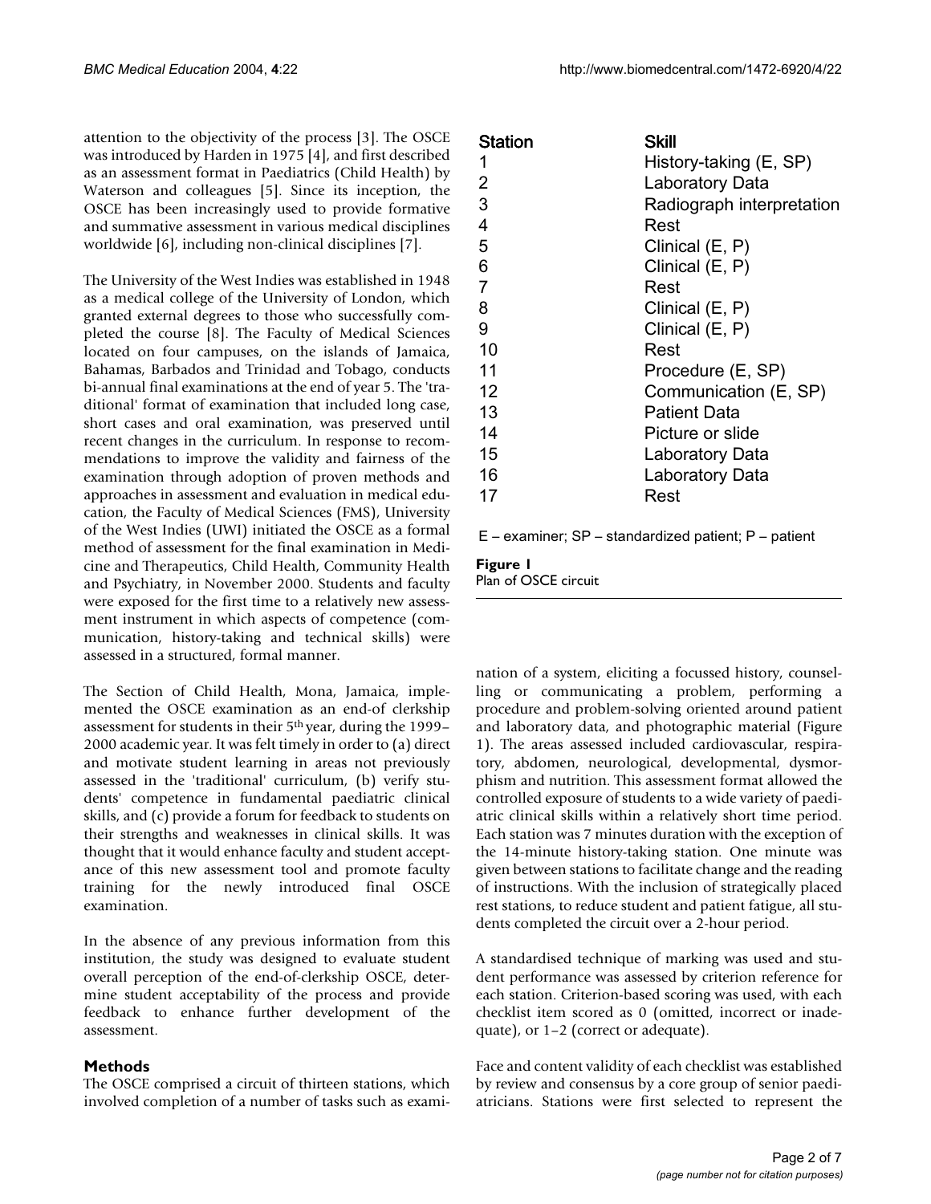attention to the objectivity of the process [3]. The OSCE was introduced by Harden in 1975 [4], and first described as an assessment format in Paediatrics (Child Health) by Waterson and colleagues [5]. Since its inception, the OSCE has been increasingly used to provide formative and summative assessment in various medical disciplines worldwide [6], including non-clinical disciplines [7].

The University of the West Indies was established in 1948 as a medical college of the University of London, which granted external degrees to those who successfully completed the course [8]. The Faculty of Medical Sciences located on four campuses, on the islands of Jamaica, Bahamas, Barbados and Trinidad and Tobago, conducts bi-annual final examinations at the end of year 5. The 'traditional' format of examination that included long case, short cases and oral examination, was preserved until recent changes in the curriculum. In response to recommendations to improve the validity and fairness of the examination through adoption of proven methods and approaches in assessment and evaluation in medical education, the Faculty of Medical Sciences (FMS), University of the West Indies (UWI) initiated the OSCE as a formal method of assessment for the final examination in Medicine and Therapeutics, Child Health, Community Health and Psychiatry, in November 2000. Students and faculty were exposed for the first time to a relatively new assessment instrument in which aspects of competence (communication, history-taking and technical skills) were assessed in a structured, formal manner.

The Section of Child Health, Mona, Jamaica, implemented the OSCE examination as an end-of clerkship assessment for students in their 5th year, during the 1999–2000 academic year. It was felt timely in order to (a) direct and motivate student learning in areas not previously assessed in the 'traditional' curriculum, (b) verify students' competence in fundamental paediatric clinical skills, and (c) provide a forum for feedback to students on their strengths and weaknesses in clinical skills. It was thought that it would enhance faculty and student acceptance of this new assessment tool and promote faculty training for the newly introduced final OSCE examination.

In the absence of any previous information from this institution, the study was designed to evaluate student overall perception of the end-of-clerkship OSCE, determine student acceptability of the process and provide feedback to enhance further development of the assessment.

## Methods

The OSCE comprised a circuit of thirteen stations, which involved completion of a number of tasks such as examination of a system, eliciting a focussed history, counselling or communicating a problem, performing a procedure and problem-solving oriented around patient and laboratory data, and photographic material (Figure 1). The areas assessed included cardiovascular, respiratory, abdomen, neurological, developmental, dysmorphism and nutrition. This assessment format allowed the controlled exposure of students to a wide variety of paediatric clinical skills within a relatively short time period. Each station was 7 minutes duration with the exception of the 14-minute history-taking station. One minute was given between stations to facilitate change and the reading of instructions. With the inclusion of strategically placed rest stations, to reduce student and patient fatigue, all students completed the circuit over a 2-hour period.

| Station | Skill |
| --- | --- |
| 1 | History-taking (E, SP) |
| 2 | Laboratory Data |
| 3 | Radiograph interpretation |
| 4 | Rest |
| 5 | Clinical (E, P) |
| 6 | Clinical (E, P) |
| 7 | Rest |
| 8 | Clinical (E, P) |
| 9 | Clinical (E, P) |
| 10 | Rest |
| 11 | Procedure (E, SP) |
| 12 | Communication (E, SP) |
| 13 | Patient Data |
| 14 | Picture or slide |
| 15 | Laboratory Data |
| 16 | Laboratory Data |
| 17 | Rest |

E – examiner; SP – standardized patient; P – patient

**Figure 1**
Plan of OSCE circuit

A standardised technique of marking was used and student performance was assessed by criterion reference for each station. Criterion-based scoring was used, with each checklist item scored as 0 (omitted, incorrect or inadequate), or 1–2 (correct or adequate).

Face and content validity of each checklist was established by review and consensus by a core group of senior paediatricians. Stations were first selected to represent the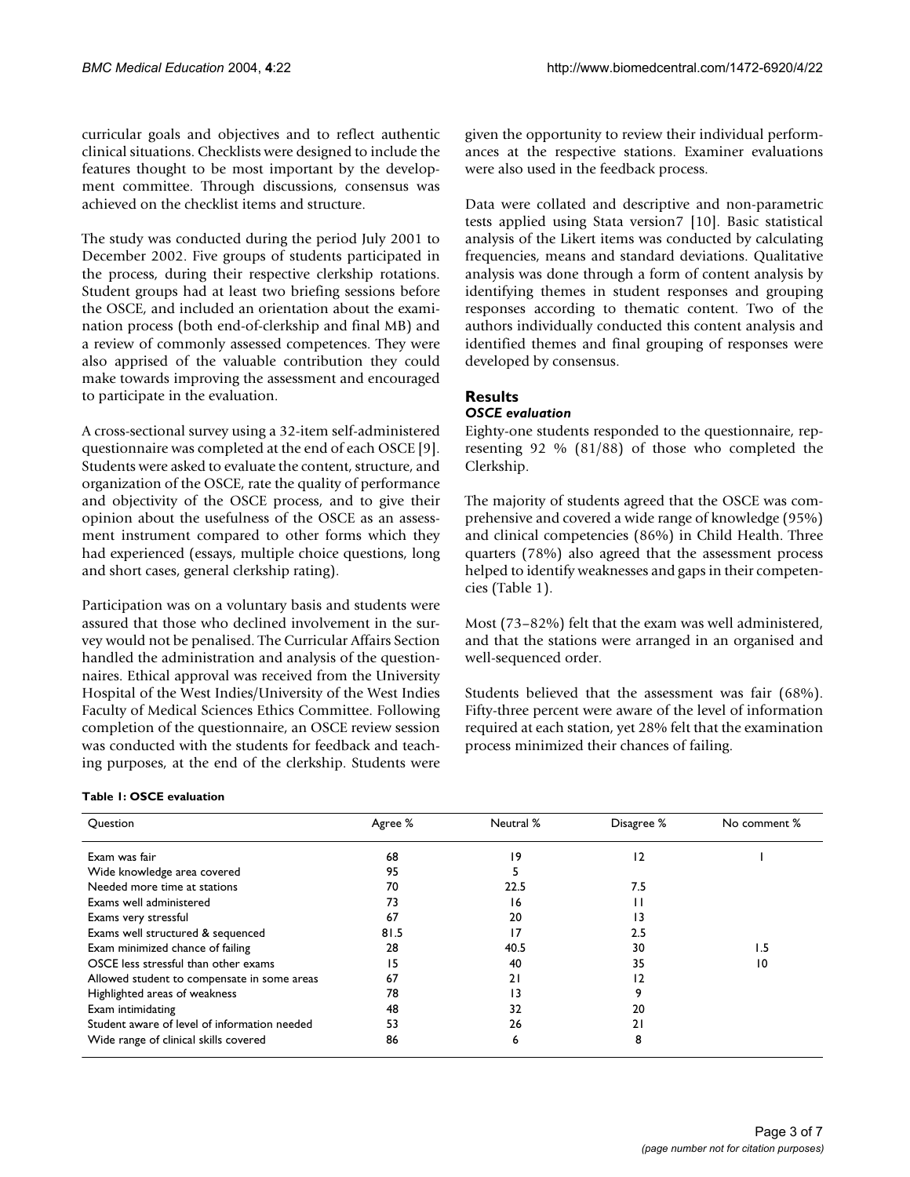curricular goals and objectives and to reflect authentic clinical situations. Checklists were designed to include the features thought to be most important by the development committee. Through discussions, consensus was achieved on the checklist items and structure.

The study was conducted during the period July 2001 to December 2002. Five groups of students participated in the process, during their respective clerkship rotations. Student groups had at least two briefing sessions before the OSCE, and included an orientation about the examination process (both end-of-clerkship and final MB) and a review of commonly assessed competences. They were also apprised of the valuable contribution they could make towards improving the assessment and encouraged to participate in the evaluation.

A cross-sectional survey using a 32-item self-administered questionnaire was completed at the end of each OSCE [9]. Students were asked to evaluate the content, structure, and organization of the OSCE, rate the quality of performance and objectivity of the OSCE process, and to give their opinion about the usefulness of the OSCE as an assessment instrument compared to other forms which they had experienced (essays, multiple choice questions, long and short cases, general clerkship rating).

Participation was on a voluntary basis and students were assured that those who declined involvement in the survey would not be penalised. The Curricular Affairs Section handled the administration and analysis of the questionnaires. Ethical approval was received from the University Hospital of the West Indies/University of the West Indies Faculty of Medical Sciences Ethics Committee. Following completion of the questionnaire, an OSCE review session was conducted with the students for feedback and teaching purposes, at the end of the clerkship. Students were given the opportunity to review their individual performances at the respective stations. Examiner evaluations were also used in the feedback process.

Data were collated and descriptive and non-parametric tests applied using Stata version7 [10]. Basic statistical analysis of the Likert items was conducted by calculating frequencies, means and standard deviations. Qualitative analysis was done through a form of content analysis by identifying themes in student responses and grouping responses according to thematic content. Two of the authors individually conducted this content analysis and identified themes and final grouping of responses were developed by consensus.

## Results

### *OSCE evaluation*

Eighty-one students responded to the questionnaire, representing 92 % (81/88) of those who completed the Clerkship.

The majority of students agreed that the OSCE was comprehensive and covered a wide range of knowledge (95%) and clinical competencies (86%) in Child Health. Three quarters (78%) also agreed that the assessment process helped to identify weaknesses and gaps in their competencies (Table 1).

Most (73–82%) felt that the exam was well administered, and that the stations were arranged in an organised and well-sequenced order.

Students believed that the assessment was fair (68%). Fifty-three percent were aware of the level of information required at each station, yet 28% felt that the examination process minimized their chances of failing.

**Table 1: OSCE evaluation**

| Question | Agree % | Neutral % | Disagree % | No comment % |
|---|---|---|---|---|
| Exam was fair | 68 | 19 | 12 | 1 |
| Wide knowledge area covered | 95 | 5 | | |
| Needed more time at stations | 70 | 22.5 | 7.5 | |
| Exams well administered | 73 | 16 | 11 | |
| Exams very stressful | 67 | 20 | 13 | |
| Exams well structured & sequenced | 81.5 | 17 | 2.5 | |
| Exam minimized chance of failing | 28 | 40.5 | 30 | 1.5 |
| OSCE less stressful than other exams | 15 | 40 | 35 | 10 |
| Allowed student to compensate in some areas | 67 | 21 | 12 | |
| Highlighted areas of weakness | 78 | 13 | 9 | |
| Exam intimidating | 48 | 32 | 20 | |
| Student aware of level of information needed | 53 | 26 | 21 | |
| Wide range of clinical skills covered | 86 | 6 | 8 | |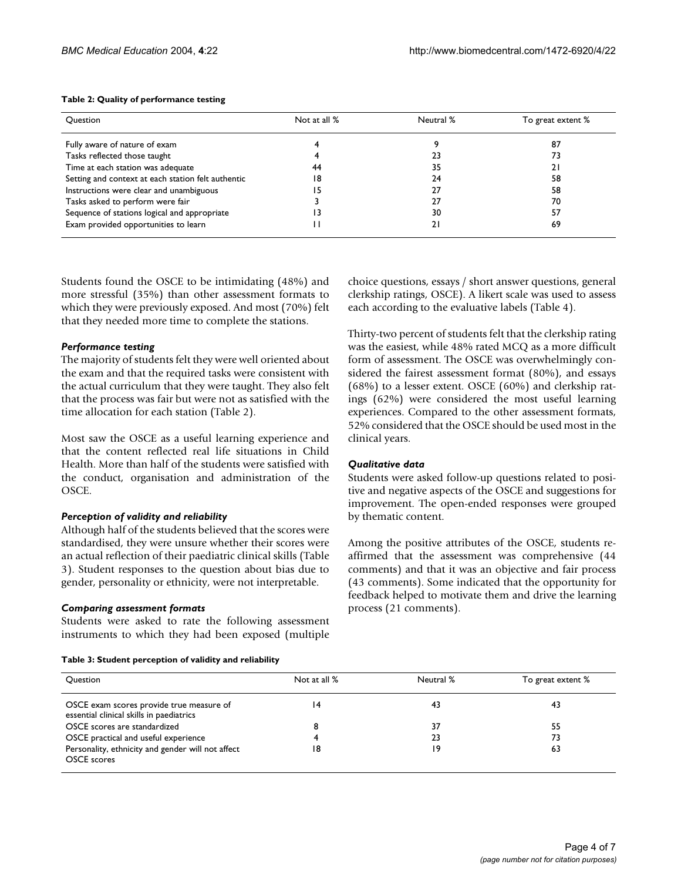**Table 2: Quality of performance testing**

| Question | Not at all % | Neutral % | To great extent % |
| --- | --- | --- | --- |
| Fully aware of nature of exam | 4 | 9 | 87 |
| Tasks reflected those taught | 4 | 23 | 73 |
| Time at each station was adequate | 44 | 35 | 21 |
| Setting and context at each station felt authentic | 18 | 24 | 58 |
| Instructions were clear and unambiguous | 15 | 27 | 58 |
| Tasks asked to perform were fair | 3 | 27 | 70 |
| Sequence of stations logical and appropriate | 13 | 30 | 57 |
| Exam provided opportunities to learn | 11 | 21 | 69 |

Students found the OSCE to be intimidating (48%) and more stressful (35%) than other assessment formats to which they were previously exposed. And most (70%) felt that they needed more time to complete the stations.

### *Performance testing*

The majority of students felt they were well oriented about the exam and that the required tasks were consistent with the actual curriculum that they were taught. They also felt that the process was fair but were not as satisfied with the time allocation for each station (Table 2).

Most saw the OSCE as a useful learning experience and that the content reflected real life situations in Child Health. More than half of the students were satisfied with the conduct, organisation and administration of the OSCE.

### *Perception of validity and reliability*

Although half of the students believed that the scores were standardised, they were unsure whether their scores were an actual reflection of their paediatric clinical skills (Table 3). Student responses to the question about bias due to gender, personality or ethnicity, were not interpretable.

### *Comparing assessment formats*

Students were asked to rate the following assessment instruments to which they had been exposed (multiple choice questions, essays / short answer questions, general clerkship ratings, OSCE). A likert scale was used to assess each according to the evaluative labels (Table 4).

Thirty-two percent of students felt that the clerkship rating was the easiest, while 48% rated MCQ as a more difficult form of assessment. The OSCE was overwhelmingly considered the fairest assessment format (80%), and essays (68%) to a lesser extent. OSCE (60%) and clerkship ratings (62%) were considered the most useful learning experiences. Compared to the other assessment formats, 52% considered that the OSCE should be used most in the clinical years.

### *Qualitative data*

Students were asked follow-up questions related to positive and negative aspects of the OSCE and suggestions for improvement. The open-ended responses were grouped by thematic content.

Among the positive attributes of the OSCE, students reaffirmed that the assessment was comprehensive (44 comments) and that it was an objective and fair process (43 comments). Some indicated that the opportunity for feedback helped to motivate them and drive the learning process (21 comments).

**Table 3: Student perception of validity and reliability**

| Question | Not at all % | Neutral % | To great extent % |
| --- | --- | --- | --- |
| OSCE exam scores provide true measure of essential clinical skills in paediatrics | 14 | 43 | 43 |
| OSCE scores are standardized | 8 | 37 | 55 |
| OSCE practical and useful experience | 4 | 23 | 73 |
| Personality, ethnicity and gender will not affect OSCE scores | 18 | 19 | 63 |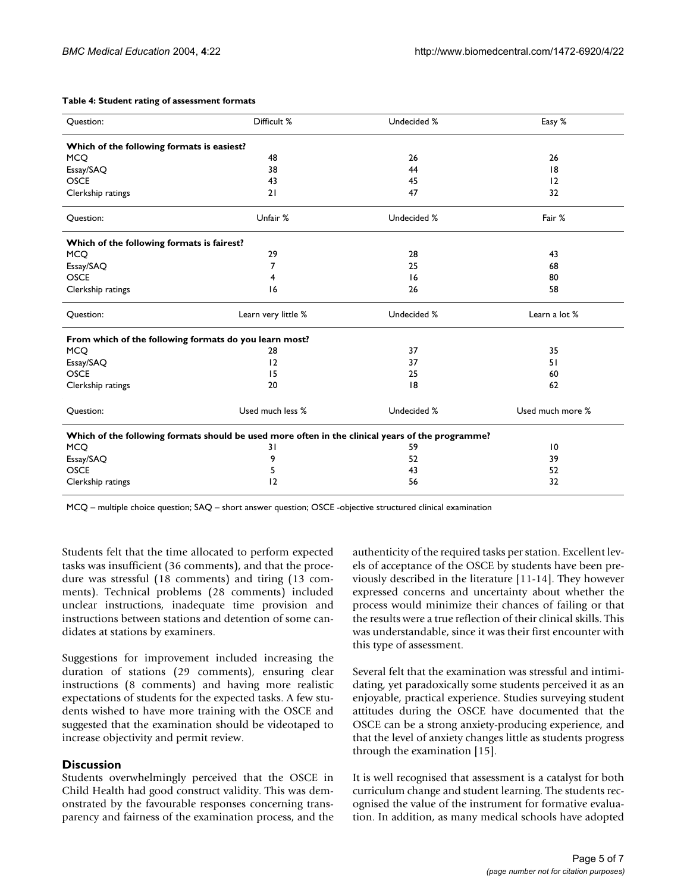**Table 4: Student rating of assessment formats**

| Question: | Difficult % | Undecided % | Easy % |
|---|---|---|---|
| **Which of the following formats is easiest?** | | | |
| MCQ | 48 | 26 | 26 |
| Essay/SAQ | 38 | 44 | 18 |
| OSCE | 43 | 45 | 12 |
| Clerkship ratings | 21 | 47 | 32 |
| Question: | Unfair % | Undecided % | Fair % |
| **Which of the following formats is fairest?** | | | |
| MCQ | 29 | 28 | 43 |
| Essay/SAQ | 7 | 25 | 68 |
| OSCE | 4 | 16 | 80 |
| Clerkship ratings | 16 | 26 | 58 |
| Question: | Learn very little % | Undecided % | Learn a lot % |
| **From which of the following formats do you learn most?** | | | |
| MCQ | 28 | 37 | 35 |
| Essay/SAQ | 12 | 37 | 51 |
| OSCE | 15 | 25 | 60 |
| Clerkship ratings | 20 | 18 | 62 |
| Question: | Used much less % | Undecided % | Used much more % |
| **Which of the following formats should be used more often in the clinical years of the programme?** | | | |
| MCQ | 31 | 59 | 10 |
| Essay/SAQ | 9 | 52 | 39 |
| OSCE | 5 | 43 | 52 |
| Clerkship ratings | 12 | 56 | 32 |

MCQ – multiple choice question; SAQ – short answer question; OSCE -objective structured clinical examination

Students felt that the time allocated to perform expected tasks was insufficient (36 comments), and that the procedure was stressful (18 comments) and tiring (13 comments). Technical problems (28 comments) included unclear instructions, inadequate time provision and instructions between stations and detention of some candidates at stations by examiners.

Suggestions for improvement included increasing the duration of stations (29 comments), ensuring clear instructions (8 comments) and having more realistic expectations of students for the expected tasks. A few students wished to have more training with the OSCE and suggested that the examination should be videotaped to increase objectivity and permit review.

## Discussion

Students overwhelmingly perceived that the OSCE in Child Health had good construct validity. This was demonstrated by the favourable responses concerning transparency and fairness of the examination process, and the authenticity of the required tasks per station. Excellent levels of acceptance of the OSCE by students have been previously described in the literature [11-14]. They however expressed concerns and uncertainty about whether the process would minimize their chances of failing or that the results were a true reflection of their clinical skills. This was understandable, since it was their first encounter with this type of assessment.

Several felt that the examination was stressful and intimidating, yet paradoxically some students perceived it as an enjoyable, practical experience. Studies surveying student attitudes during the OSCE have documented that the OSCE can be a strong anxiety-producing experience, and that the level of anxiety changes little as students progress through the examination [15].

It is well recognised that assessment is a catalyst for both curriculum change and student learning. The students recognised the value of the instrument for formative evaluation. In addition, as many medical schools have adopted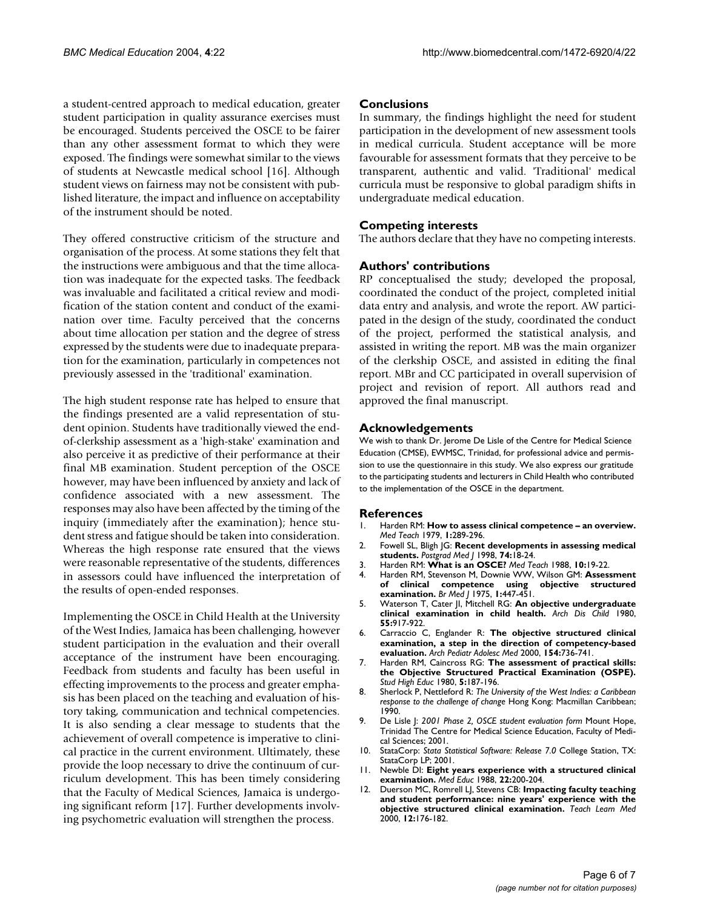a student-centred approach to medical education, greater student participation in quality assurance exercises must be encouraged. Students perceived the OSCE to be fairer than any other assessment format to which they were exposed. The findings were somewhat similar to the views of students at Newcastle medical school [16]. Although student views on fairness may not be consistent with published literature, the impact and influence on acceptability of the instrument should be noted.

They offered constructive criticism of the structure and organisation of the process. At some stations they felt that the instructions were ambiguous and that the time allocation was inadequate for the expected tasks. The feedback was invaluable and facilitated a critical review and modification of the station content and conduct of the examination over time. Faculty perceived that the concerns about time allocation per station and the degree of stress expressed by the students were due to inadequate preparation for the examination, particularly in competences not previously assessed in the 'traditional' examination.

The high student response rate has helped to ensure that the findings presented are a valid representation of student opinion. Students have traditionally viewed the end-of-clerkship assessment as a 'high-stake' examination and also perceive it as predictive of their performance at their final MB examination. Student perception of the OSCE however, may have been influenced by anxiety and lack of confidence associated with a new assessment. The responses may also have been affected by the timing of the inquiry (immediately after the examination); hence student stress and fatigue should be taken into consideration. Whereas the high response rate ensured that the views were reasonable representative of the students, differences in assessors could have influenced the interpretation of the results of open-ended responses.

Implementing the OSCE in Child Health at the University of the West Indies, Jamaica has been challenging, however student participation in the evaluation and their overall acceptance of the instrument have been encouraging. Feedback from students and faculty has been useful in effecting improvements to the process and greater emphasis has been placed on the teaching and evaluation of history taking, communication and technical competencies. It is also sending a clear message to students that the achievement of overall competence is imperative to clinical practice in the current environment. Ultimately, these provide the loop necessary to drive the continuum of curriculum development. This has been timely considering that the Faculty of Medical Sciences, Jamaica is undergoing significant reform [17]. Further developments involving psychometric evaluation will strengthen the process.

## Conclusions

In summary, the findings highlight the need for student participation in the development of new assessment tools in medical curricula. Student acceptance will be more favourable for assessment formats that they perceive to be transparent, authentic and valid. 'Traditional' medical curricula must be responsive to global paradigm shifts in undergraduate medical education.

## Competing interests

The authors declare that they have no competing interests.

## Authors' contributions

RP conceptualised the study; developed the proposal, coordinated the conduct of the project, completed initial data entry and analysis, and wrote the report. AW participated in the design of the study, coordinated the conduct of the project, performed the statistical analysis, and assisted in writing the report. MB was the main organizer of the clerkship OSCE, and assisted in editing the final report. MBr and CC participated in overall supervision of project and revision of report. All authors read and approved the final manuscript.

## Acknowledgements

We wish to thank Dr. Jerome De Lisle of the Centre for Medical Science Education (CMSE), EWMSC, Trinidad, for professional advice and permission to use the questionnaire in this study. We also express our gratitude to the participating students and lecturers in Child Health who contributed to the implementation of the OSCE in the department.

## References

1. Harden RM: **How to assess clinical competence – an overview.** *Med Teach* 1979, **1:**289-296.
2. Fowell SL, Bligh JG: **Recent developments in assessing medical students.** *Postgrad Med J* 1998, **74:**18-24.
3. Harden RM: **What is an OSCE?** *Med Teach* 1988, **10:**19-22.
4. Harden RM, Stevenson M, Downie WW, Wilson GM: **Assessment of clinical competence using objective structured examination.** *Br Med J* 1975, **1:**447-451.
5. Waterson T, Cater JI, Mitchell RG: **An objective undergraduate clinical examination in child health.** *Arch Dis Child* 1980, **55:**917-922.
6. Carraccio C, Englander R: **The objective structured clinical examination, a step in the direction of competency-based evaluation.** *Arch Pediatr Adolesc Med* 2000, **154:**736-741.
7. Harden RM, Caincross RG: **The assessment of practical skills: the Objective Structured Practical Examination (OSPE).** *Stud High Educ* 1980, **5:**187-196.
8. Sherlock P, Nettleford R: *The University of the West Indies: a Caribbean response to the challenge of change* Hong Kong: Macmillan Caribbean; 1990.
9. De Lisle J: *2001 Phase 2, OSCE student evaluation form* Mount Hope, Trinidad The Centre for Medical Science Education, Faculty of Medical Sciences; 2001.
10. StataCorp: *Stata Statistical Software: Release 7.0* College Station, TX: StataCorp LP; 2001.
11. Newble DI: **Eight years experience with a structured clinical examination.** *Med Educ* 1988, **22:**200-204.
12. Duerson MC, Romrell LJ, Stevens CB: **Impacting faculty teaching and student performance: nine years' experience with the objective structured clinical examination.** *Teach Learn Med* 2000, **12:**176-182.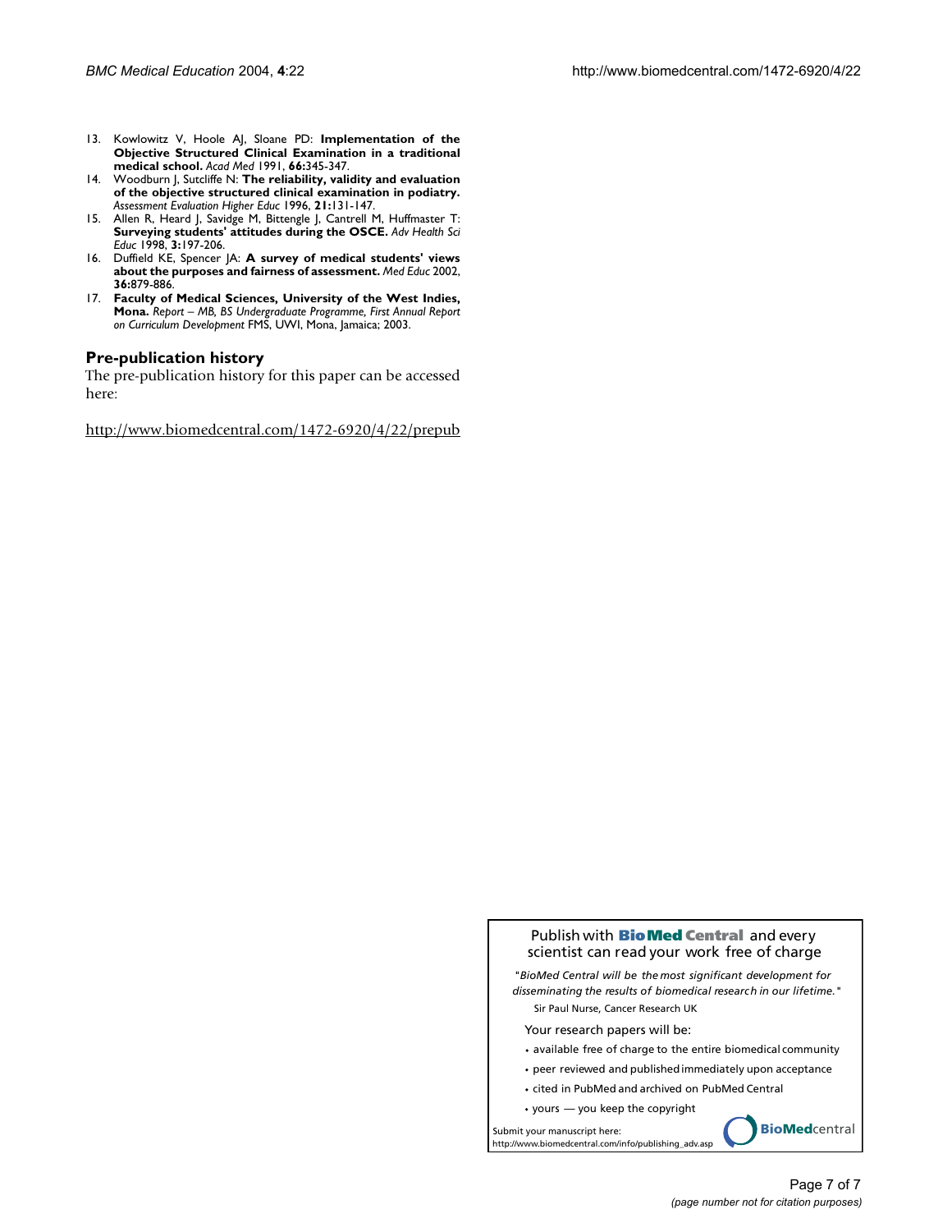13. Kowlowitz V, Hoole AJ, Sloane PD: **Implementation of the Objective Structured Clinical Examination in a traditional medical school.** *Acad Med* 1991, **66:**345-347.
14. Woodburn J, Sutcliffe N: **The reliability, validity and evaluation of the objective structured clinical examination in podiatry.** *Assessment Evaluation Higher Educ* 1996, **21:**131-147.
15. Allen R, Heard J, Savidge M, Bittengle J, Cantrell M, Huffmaster T: **Surveying students' attitudes during the OSCE.** *Adv Health Sci Educ* 1998, **3:**197-206.
16. Duffield KE, Spencer JA: **A survey of medical students' views about the purposes and fairness of assessment.** *Med Educ* 2002, **36:**879-886.
17. **Faculty of Medical Sciences, University of the West Indies, Mona.** *Report – MB, BS Undergraduate Programme, First Annual Report on Curriculum Development* FMS, UWI, Mona, Jamaica; 2003.

## Pre-publication history

The pre-publication history for this paper can be accessed here:

http://www.biomedcentral.com/1472-6920/4/22/prepub

Publish with **BioMed Central** and every scientist can read your work free of charge

*"BioMed Central will be the most significant development for disseminating the results of biomedical research in our lifetime."*

Sir Paul Nurse, Cancer Research UK

Your research papers will be:

- available free of charge to the entire biomedical community
- peer reviewed and published immediately upon acceptance
- cited in PubMed and archived on PubMed Central
- yours — you keep the copyright

Submit your manuscript here:
http://www.biomedcentral.com/info/publishing_adv.asp

**BioMed**central